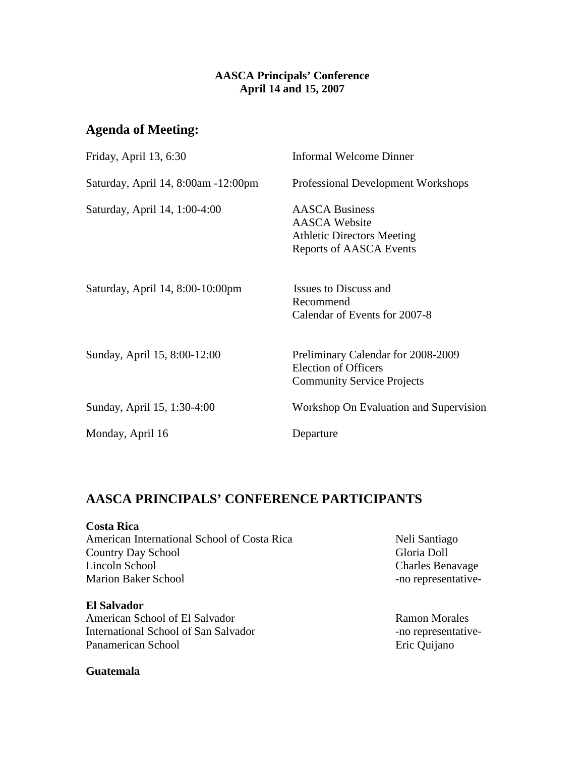**AASCA Principals' Conference**
**April 14 and 15, 2007**

## Agenda of Meeting:

| | |
|---|---|
| Friday, April 13, 6:30 | Informal Welcome Dinner |
| Saturday, April 14, 8:00am -12:00pm | Professional Development Workshops |
| Saturday, April 14, 1:00-4:00 | AASCA Business<br>AASCA Website<br>Athletic Directors Meeting<br>Reports of AASCA Events |
| Saturday, April 14, 8:00-10:00pm | Issues to Discuss and Recommend<br>Calendar of Events for 2007-8 |
| Sunday, April 15, 8:00-12:00 | Preliminary Calendar for 2008-2009<br>Election of Officers<br>Community Service Projects |
| Sunday, April 15, 1:30-4:00 | Workshop On Evaluation and Supervision |
| Monday, April 16 | Departure |

## AASCA PRINCIPALS' CONFERENCE PARTICIPANTS

**Costa Rica**

| | |
|---|---|
| American International School of Costa Rica | Neli Santiago |
| Country Day School | Gloria Doll |
| Lincoln School | Charles Benavage |
| Marion Baker School | -no representative- |

**El Salvador**

| | |
|---|---|
| American School of El Salvador | Ramon Morales |
| International School of San Salvador | -no representative- |
| Panamerican School | Eric Quijano |

**Guatemala**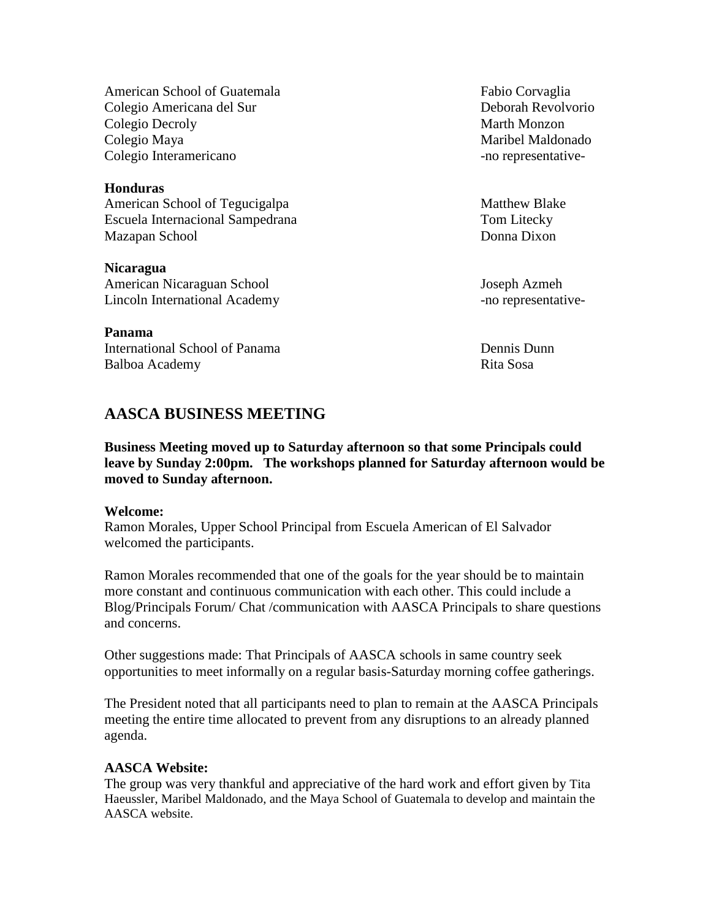| | |
|---|---|
| American School of Guatemala | Fabio Corvaglia |
| Colegio Americana del Sur | Deborah Revolvorio |
| Colegio Decroly | Marth Monzon |
| Colegio Maya | Maribel Maldonado |
| Colegio Interamericano | -no representative- |

**Honduras**

| | |
|---|---|
| American School of Tegucigalpa | Matthew Blake |
| Escuela Internacional Sampedrana | Tom Litecky |
| Mazapan School | Donna Dixon |

**Nicaragua**

| | |
|---|---|
| American Nicaraguan School | Joseph Azmeh |
| Lincoln International Academy | -no representative- |

**Panama**

| | |
|---|---|
| International School of Panama | Dennis Dunn |
| Balboa Academy | Rita Sosa |

## AASCA BUSINESS MEETING

**Business Meeting moved up to Saturday afternoon so that some Principals could leave by Sunday 2:00pm. The workshops planned for Saturday afternoon would be moved to Sunday afternoon.**

**Welcome:**
Ramon Morales, Upper School Principal from Escuela American of El Salvador welcomed the participants.

Ramon Morales recommended that one of the goals for the year should be to maintain more constant and continuous communication with each other. This could include a Blog/Principals Forum/ Chat /communication with AASCA Principals to share questions and concerns.

Other suggestions made: That Principals of AASCA schools in same country seek opportunities to meet informally on a regular basis-Saturday morning coffee gatherings.

The President noted that all participants need to plan to remain at the AASCA Principals meeting the entire time allocated to prevent from any disruptions to an already planned agenda.

**AASCA Website:**
The group was very thankful and appreciative of the hard work and effort given by Tita Haeussler, Maribel Maldonado, and the Maya School of Guatemala to develop and maintain the AASCA website.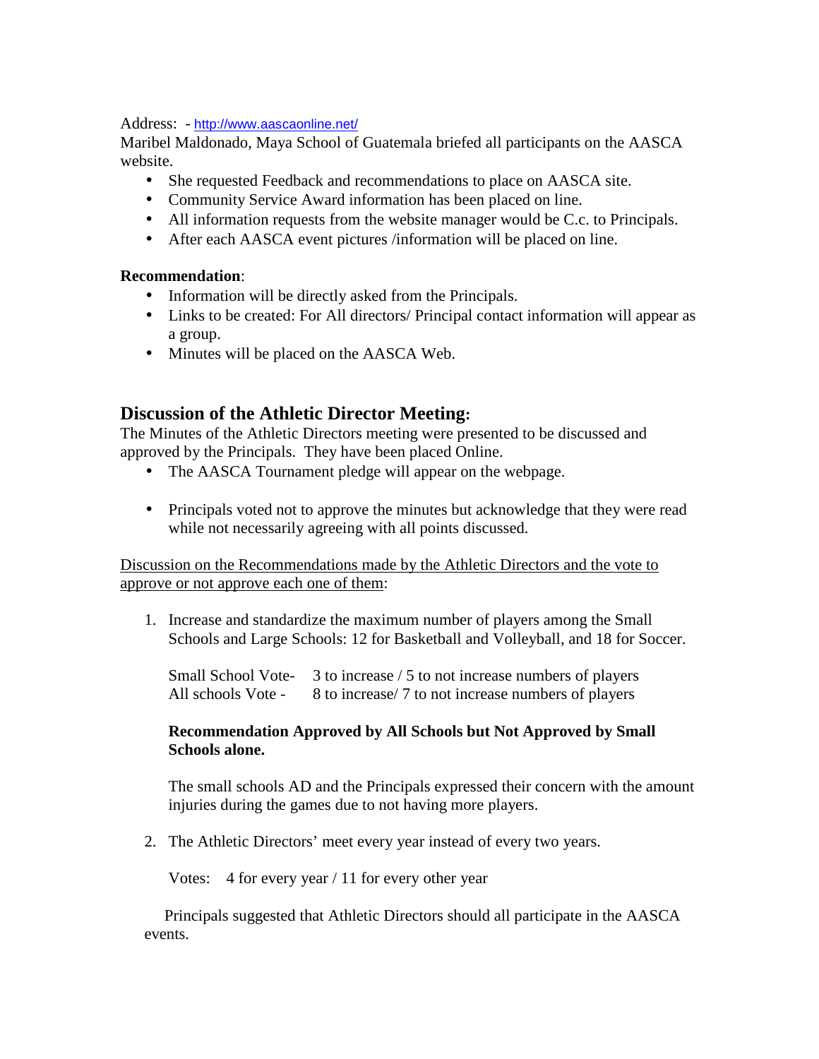Address: - http://www.aascaonline.net/

Maribel Maldonado, Maya School of Guatemala briefed all participants on the AASCA website.

- She requested Feedback and recommendations to place on AASCA site.
- Community Service Award information has been placed on line.
- All information requests from the website manager would be C.c. to Principals.
- After each AASCA event pictures /information will be placed on line.

**Recommendation**:

- Information will be directly asked from the Principals.
- Links to be created: For All directors/ Principal contact information will appear as a group.
- Minutes will be placed on the AASCA Web.

## Discussion of the Athletic Director Meeting:

The Minutes of the Athletic Directors meeting were presented to be discussed and approved by the Principals. They have been placed Online.

- The AASCA Tournament pledge will appear on the webpage.
- Principals voted not to approve the minutes but acknowledge that they were read while not necessarily agreeing with all points discussed.

<u>Discussion on the Recommendations made by the Athletic Directors and the vote to approve or not approve each one of them</u>:

1. Increase and standardize the maximum number of players among the Small Schools and Large Schools: 12 for Basketball and Volleyball, and 18 for Soccer.

   Small School Vote- 3 to increase / 5 to not increase numbers of players
   All schools Vote - 8 to increase/ 7 to not increase numbers of players

   **Recommendation Approved by All Schools but Not Approved by Small Schools alone.**

   The small schools AD and the Principals expressed their concern with the amount injuries during the games due to not having more players.

2. The Athletic Directors' meet every year instead of every two years.

   Votes: 4 for every year / 11 for every other year

   Principals suggested that Athletic Directors should all participate in the AASCA events.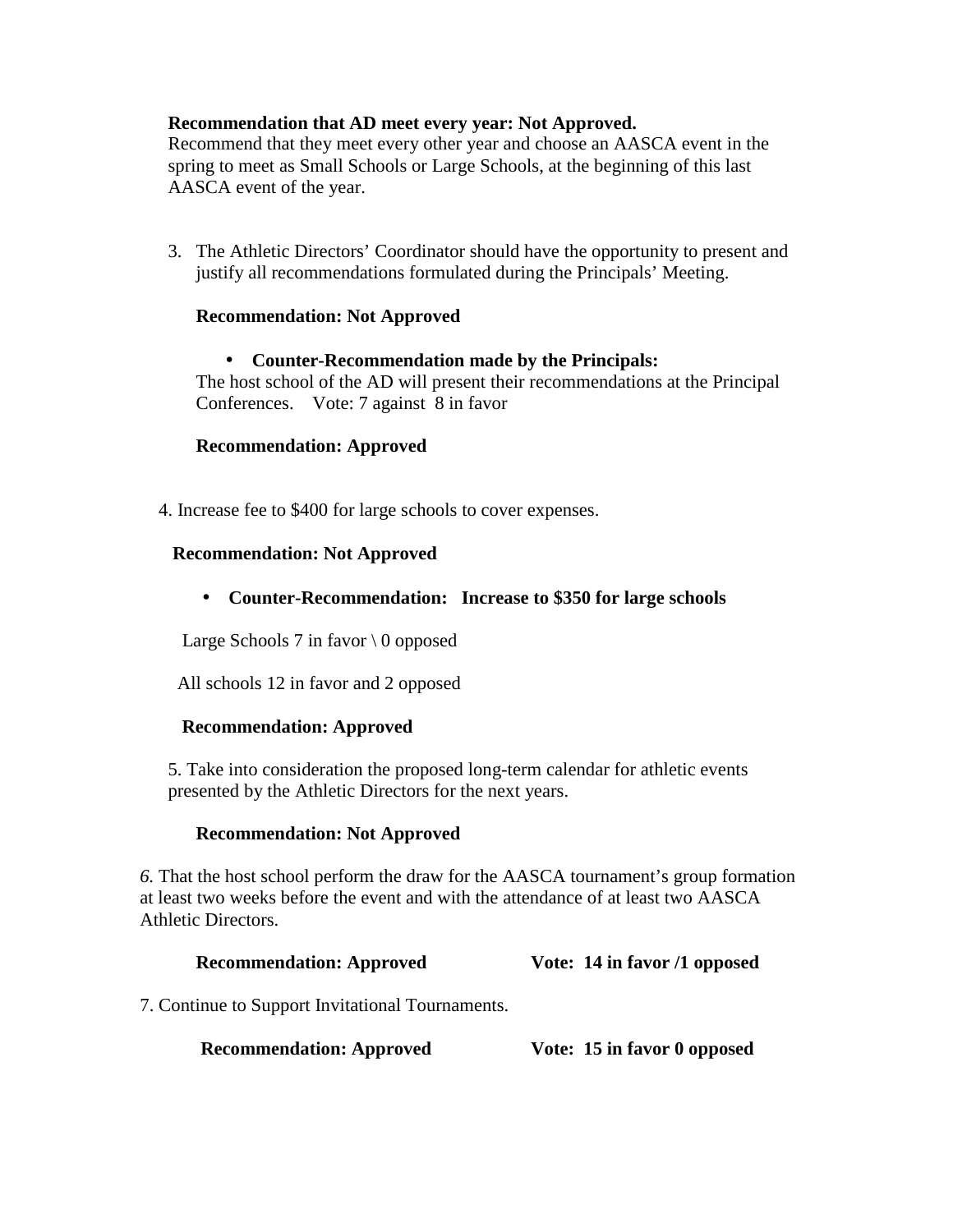**Recommendation that AD meet every year: Not Approved.**
Recommend that they meet every other year and choose an AASCA event in the spring to meet as Small Schools or Large Schools, at the beginning of this last AASCA event of the year.

3. The Athletic Directors' Coordinator should have the opportunity to present and justify all recommendations formulated during the Principals' Meeting.

   **Recommendation: Not Approved**

   - **Counter-Recommendation made by the Principals:**

   The host school of the AD will present their recommendations at the Principal Conferences.  Vote: 7 against 8 in favor

   **Recommendation: Approved**

4. Increase fee to $400 for large schools to cover expenses.

   **Recommendation: Not Approved**

   - **Counter-Recommendation: Increase to $350 for large schools**

   Large Schools 7 in favor \ 0 opposed

   All schools 12 in favor and 2 opposed

   **Recommendation: Approved**

5. Take into consideration the proposed long-term calendar for athletic events presented by the Athletic Directors for the next years.

   **Recommendation: Not Approved**

*6.* That the host school perform the draw for the AASCA tournament's group formation at least two weeks before the event and with the attendance of at least two AASCA Athletic Directors.

   **Recommendation: Approved**  **Vote: 14 in favor /1 opposed**

7. Continue to Support Invitational Tournaments.

   **Recommendation: Approved**  **Vote: 15 in favor 0 opposed**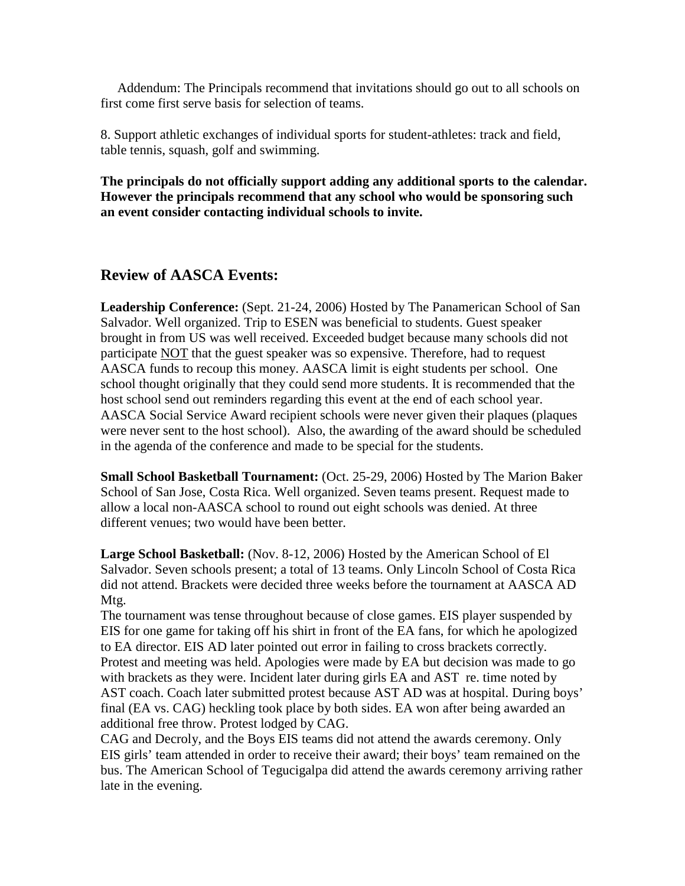Addendum: The Principals recommend that invitations should go out to all schools on first come first serve basis for selection of teams.

8. Support athletic exchanges of individual sports for student-athletes: track and field, table tennis, squash, golf and swimming.

**The principals do not officially support adding any additional sports to the calendar. However the principals recommend that any school who would be sponsoring such an event consider contacting individual schools to invite.**

## Review of AASCA Events:

**Leadership Conference:** (Sept. 21-24, 2006) Hosted by The Panamerican School of San Salvador. Well organized. Trip to ESEN was beneficial to students. Guest speaker brought in from US was well received. Exceeded budget because many schools did not participate <u>NOT</u> that the guest speaker was so expensive. Therefore, had to request AASCA funds to recoup this money. AASCA limit is eight students per school. One school thought originally that they could send more students. It is recommended that the host school send out reminders regarding this event at the end of each school year. AASCA Social Service Award recipient schools were never given their plaques (plaques were never sent to the host school). Also, the awarding of the award should be scheduled in the agenda of the conference and made to be special for the students.

**Small School Basketball Tournament:** (Oct. 25-29, 2006) Hosted by The Marion Baker School of San Jose, Costa Rica. Well organized. Seven teams present. Request made to allow a local non-AASCA school to round out eight schools was denied. At three different venues; two would have been better.

**Large School Basketball:** (Nov. 8-12, 2006) Hosted by the American School of El Salvador. Seven schools present; a total of 13 teams. Only Lincoln School of Costa Rica did not attend. Brackets were decided three weeks before the tournament at AASCA AD Mtg.
The tournament was tense throughout because of close games. EIS player suspended by EIS for one game for taking off his shirt in front of the EA fans, for which he apologized to EA director. EIS AD later pointed out error in failing to cross brackets correctly. Protest and meeting was held. Apologies were made by EA but decision was made to go with brackets as they were. Incident later during girls EA and AST re. time noted by AST coach. Coach later submitted protest because AST AD was at hospital. During boys' final (EA vs. CAG) heckling took place by both sides. EA won after being awarded an additional free throw. Protest lodged by CAG.
CAG and Decroly, and the Boys EIS teams did not attend the awards ceremony. Only EIS girls' team attended in order to receive their award; their boys' team remained on the bus. The American School of Tegucigalpa did attend the awards ceremony arriving rather late in the evening.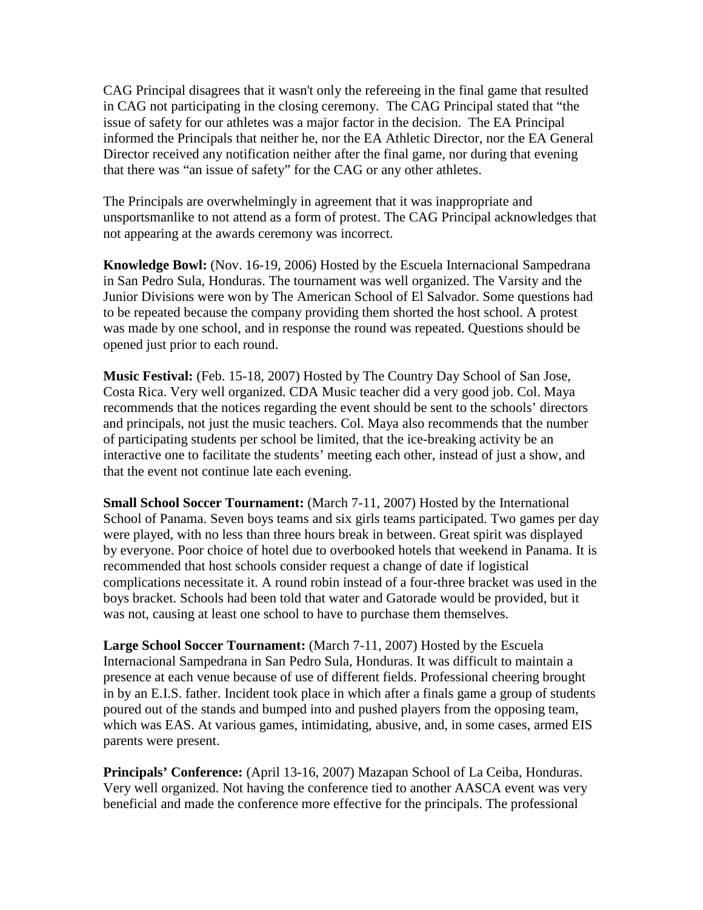CAG Principal disagrees that it wasn't only the refereeing in the final game that resulted in CAG not participating in the closing ceremony. The CAG Principal stated that "the issue of safety for our athletes was a major factor in the decision. The EA Principal informed the Principals that neither he, nor the EA Athletic Director, nor the EA General Director received any notification neither after the final game, nor during that evening that there was "an issue of safety" for the CAG or any other athletes.

The Principals are overwhelmingly in agreement that it was inappropriate and unsportsmanlike to not attend as a form of protest. The CAG Principal acknowledges that not appearing at the awards ceremony was incorrect.

**Knowledge Bowl:** (Nov. 16-19, 2006) Hosted by the Escuela Internacional Sampedrana in San Pedro Sula, Honduras. The tournament was well organized. The Varsity and the Junior Divisions were won by The American School of El Salvador. Some questions had to be repeated because the company providing them shorted the host school. A protest was made by one school, and in response the round was repeated. Questions should be opened just prior to each round.

**Music Festival:** (Feb. 15-18, 2007) Hosted by The Country Day School of San Jose, Costa Rica. Very well organized. CDA Music teacher did a very good job. Col. Maya recommends that the notices regarding the event should be sent to the schools' directors and principals, not just the music teachers. Col. Maya also recommends that the number of participating students per school be limited, that the ice-breaking activity be an interactive one to facilitate the students' meeting each other, instead of just a show, and that the event not continue late each evening.

**Small School Soccer Tournament:** (March 7-11, 2007) Hosted by the International School of Panama. Seven boys teams and six girls teams participated. Two games per day were played, with no less than three hours break in between. Great spirit was displayed by everyone. Poor choice of hotel due to overbooked hotels that weekend in Panama. It is recommended that host schools consider request a change of date if logistical complications necessitate it. A round robin instead of a four-three bracket was used in the boys bracket. Schools had been told that water and Gatorade would be provided, but it was not, causing at least one school to have to purchase them themselves.

**Large School Soccer Tournament:** (March 7-11, 2007) Hosted by the Escuela Internacional Sampedrana in San Pedro Sula, Honduras. It was difficult to maintain a presence at each venue because of use of different fields. Professional cheering brought in by an E.I.S. father. Incident took place in which after a finals game a group of students poured out of the stands and bumped into and pushed players from the opposing team, which was EAS. At various games, intimidating, abusive, and, in some cases, armed EIS parents were present.

**Principals' Conference:** (April 13-16, 2007) Mazapan School of La Ceiba, Honduras. Very well organized. Not having the conference tied to another AASCA event was very beneficial and made the conference more effective for the principals. The professional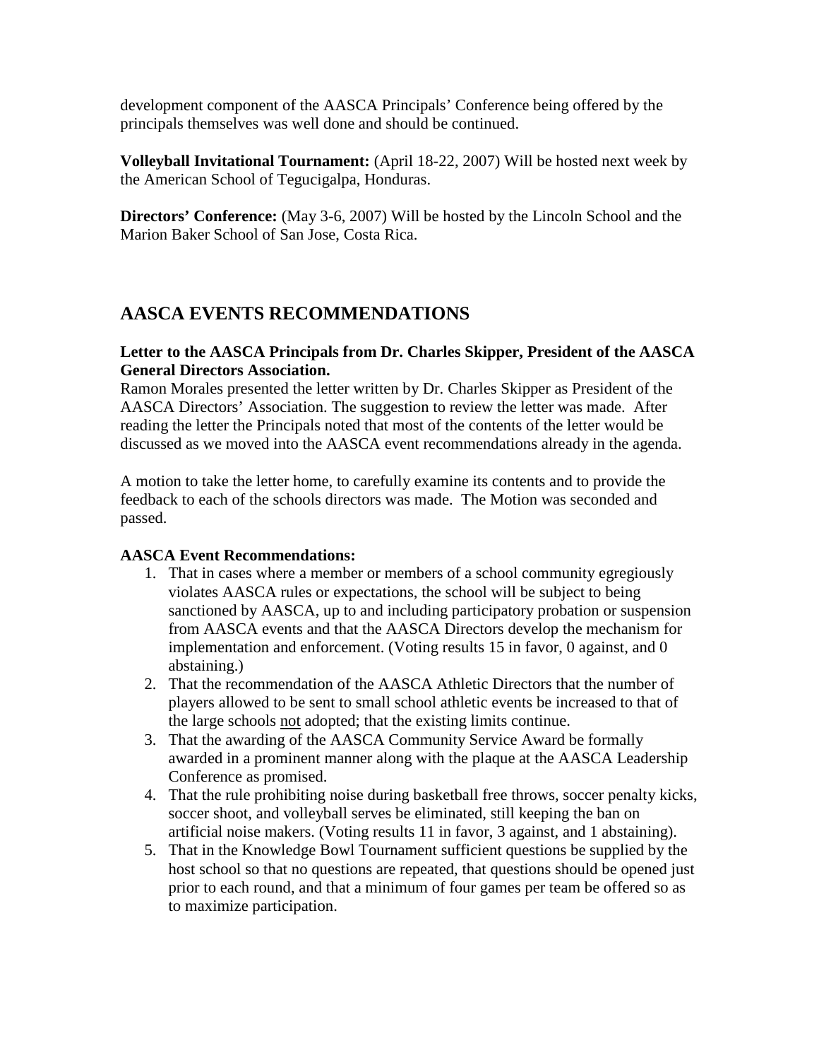development component of the AASCA Principals' Conference being offered by the principals themselves was well done and should be continued.

**Volleyball Invitational Tournament:** (April 18-22, 2007) Will be hosted next week by the American School of Tegucigalpa, Honduras.

**Directors' Conference:** (May 3-6, 2007) Will be hosted by the Lincoln School and the Marion Baker School of San Jose, Costa Rica.

## AASCA EVENTS RECOMMENDATIONS

**Letter to the AASCA Principals from Dr. Charles Skipper, President of the AASCA General Directors Association.**

Ramon Morales presented the letter written by Dr. Charles Skipper as President of the AASCA Directors' Association. The suggestion to review the letter was made. After reading the letter the Principals noted that most of the contents of the letter would be discussed as we moved into the AASCA event recommendations already in the agenda.

A motion to take the letter home, to carefully examine its contents and to provide the feedback to each of the schools directors was made. The Motion was seconded and passed.

**AASCA Event Recommendations:**

1. That in cases where a member or members of a school community egregiously violates AASCA rules or expectations, the school will be subject to being sanctioned by AASCA, up to and including participatory probation or suspension from AASCA events and that the AASCA Directors develop the mechanism for implementation and enforcement. (Voting results 15 in favor, 0 against, and 0 abstaining.)
2. That the recommendation of the AASCA Athletic Directors that the number of players allowed to be sent to small school athletic events be increased to that of the large schools <u>not</u> adopted; that the existing limits continue.
3. That the awarding of the AASCA Community Service Award be formally awarded in a prominent manner along with the plaque at the AASCA Leadership Conference as promised.
4. That the rule prohibiting noise during basketball free throws, soccer penalty kicks, soccer shoot, and volleyball serves be eliminated, still keeping the ban on artificial noise makers. (Voting results 11 in favor, 3 against, and 1 abstaining).
5. That in the Knowledge Bowl Tournament sufficient questions be supplied by the host school so that no questions are repeated, that questions should be opened just prior to each round, and that a minimum of four games per team be offered so as to maximize participation.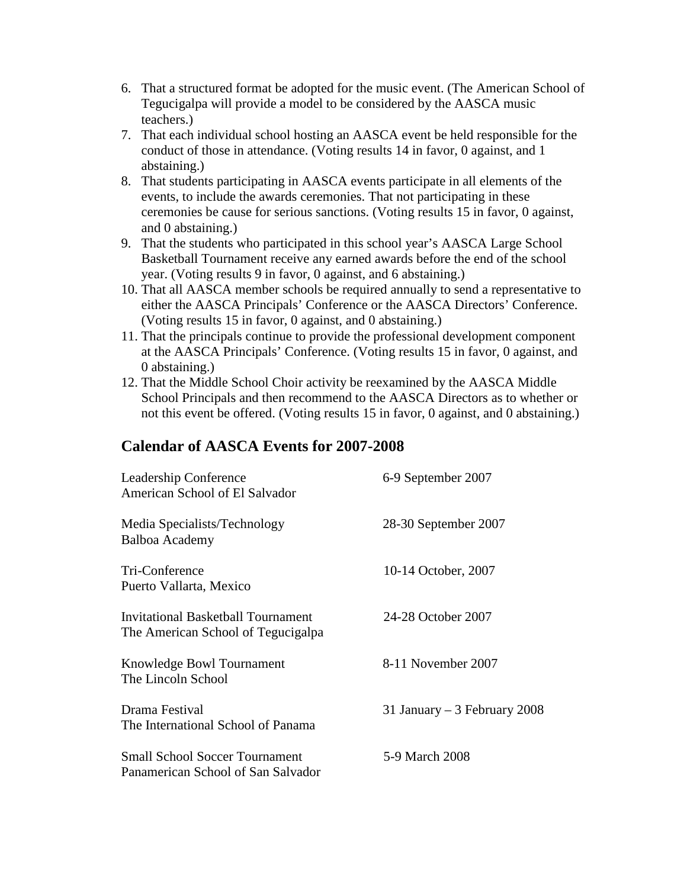6. That a structured format be adopted for the music event. (The American School of Tegucigalpa will provide a model to be considered by the AASCA music teachers.)
7. That each individual school hosting an AASCA event be held responsible for the conduct of those in attendance. (Voting results 14 in favor, 0 against, and 1 abstaining.)
8. That students participating in AASCA events participate in all elements of the events, to include the awards ceremonies. That not participating in these ceremonies be cause for serious sanctions. (Voting results 15 in favor, 0 against, and 0 abstaining.)
9. That the students who participated in this school year's AASCA Large School Basketball Tournament receive any earned awards before the end of the school year. (Voting results 9 in favor, 0 against, and 6 abstaining.)
10. That all AASCA member schools be required annually to send a representative to either the AASCA Principals' Conference or the AASCA Directors' Conference. (Voting results 15 in favor, 0 against, and 0 abstaining.)
11. That the principals continue to provide the professional development component at the AASCA Principals' Conference. (Voting results 15 in favor, 0 against, and 0 abstaining.)
12. That the Middle School Choir activity be reexamined by the AASCA Middle School Principals and then recommend to the AASCA Directors as to whether or not this event be offered. (Voting results 15 in favor, 0 against, and 0 abstaining.)

## Calendar of AASCA Events for 2007-2008

| Event | Dates |
| --- | --- |
| Leadership Conference<br>American School of El Salvador | 6-9 September 2007 |
| Media Specialists/Technology<br>Balboa Academy | 28-30 September 2007 |
| Tri-Conference<br>Puerto Vallarta, Mexico | 10-14 October, 2007 |
| Invitational Basketball Tournament<br>The American School of Tegucigalpa | 24-28 October 2007 |
| Knowledge Bowl Tournament<br>The Lincoln School | 8-11 November 2007 |
| Drama Festival<br>The International School of Panama | 31 January – 3 February 2008 |
| Small School Soccer Tournament<br>Panamerican School of San Salvador | 5-9 March 2008 |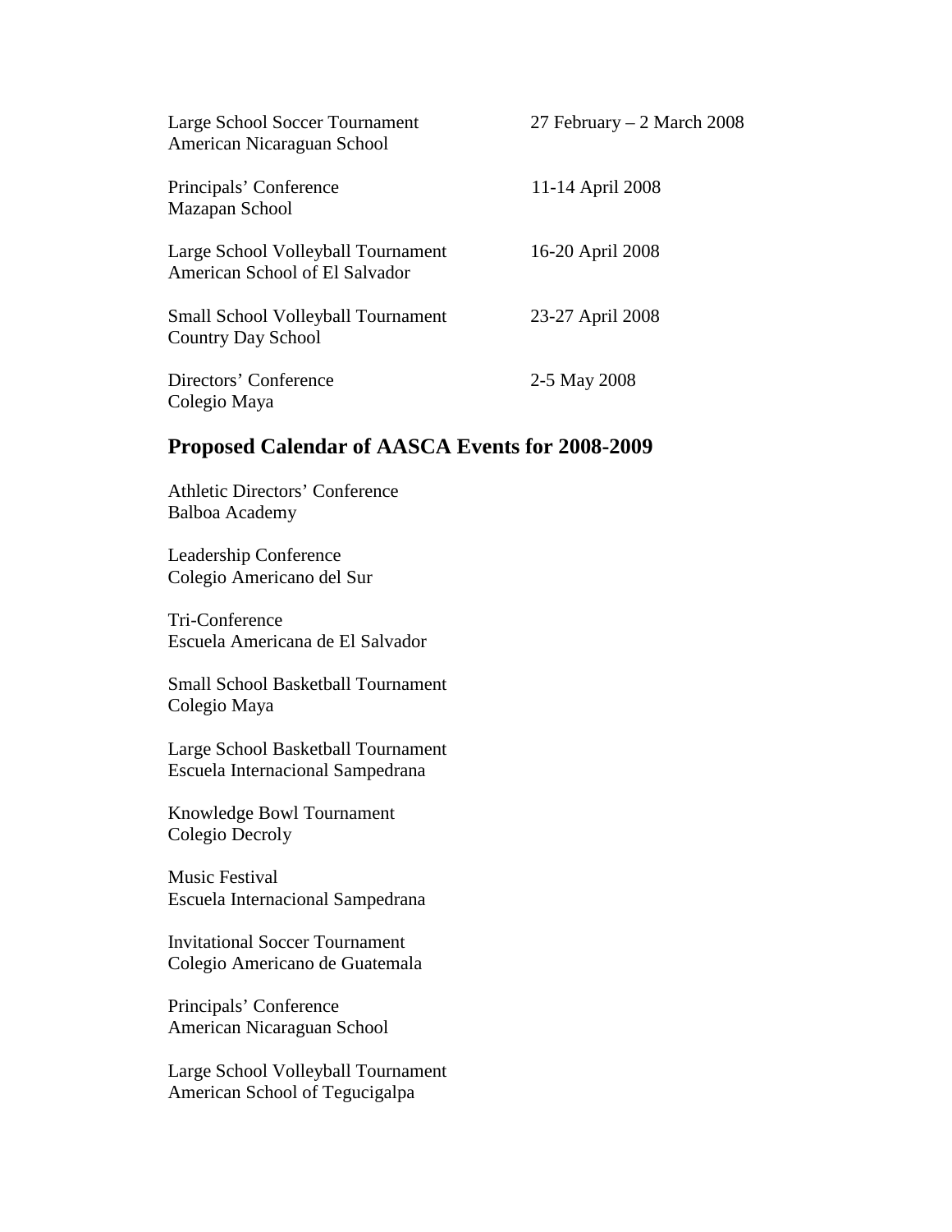| | |
|---|---|
| Large School Soccer Tournament<br>American Nicaraguan School | 27 February – 2 March 2008 |
| Principals' Conference<br>Mazapan School | 11-14 April 2008 |
| Large School Volleyball Tournament<br>American School of El Salvador | 16-20 April 2008 |
| Small School Volleyball Tournament<br>Country Day School | 23-27 April 2008 |
| Directors' Conference<br>Colegio Maya | 2-5 May 2008 |

## Proposed Calendar of AASCA Events for 2008-2009

Athletic Directors' Conference
Balboa Academy

Leadership Conference
Colegio Americano del Sur

Tri-Conference
Escuela Americana de El Salvador

Small School Basketball Tournament
Colegio Maya

Large School Basketball Tournament
Escuela Internacional Sampedrana

Knowledge Bowl Tournament
Colegio Decroly

Music Festival
Escuela Internacional Sampedrana

Invitational Soccer Tournament
Colegio Americano de Guatemala

Principals' Conference
American Nicaraguan School

Large School Volleyball Tournament
American School of Tegucigalpa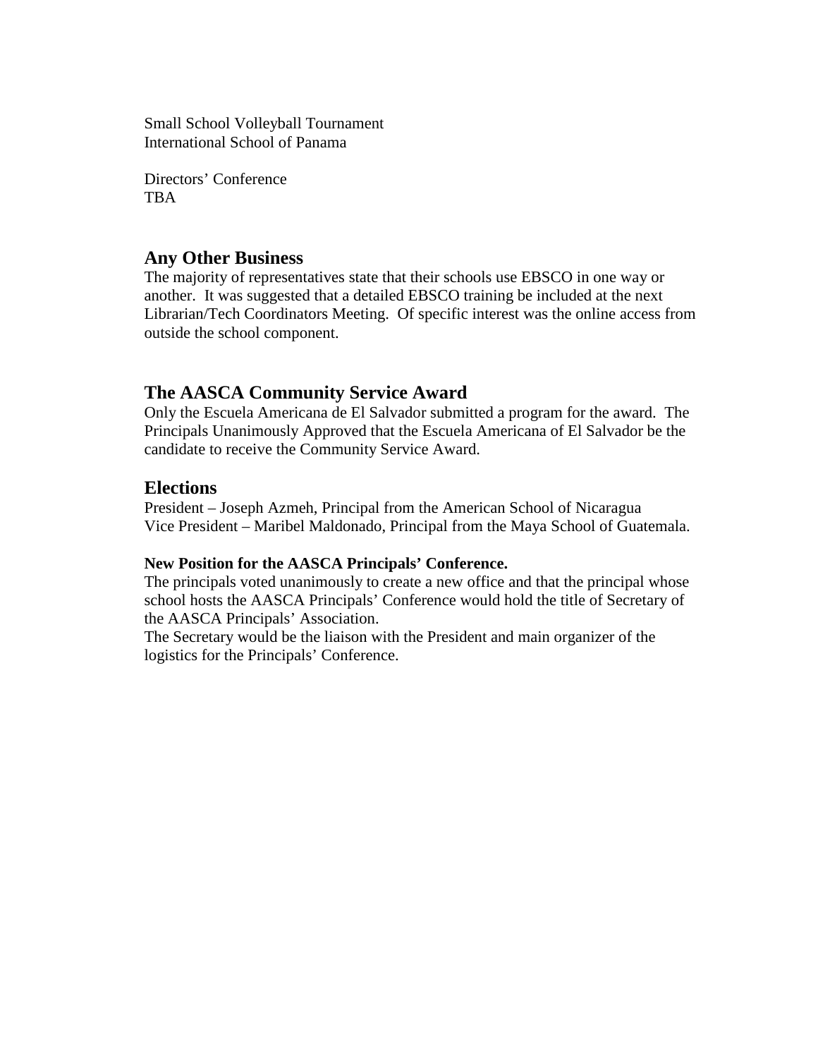Small School Volleyball Tournament
International School of Panama

Directors' Conference
TBA

## Any Other Business

The majority of representatives state that their schools use EBSCO in one way or another. It was suggested that a detailed EBSCO training be included at the next Librarian/Tech Coordinators Meeting. Of specific interest was the online access from outside the school component.

## The AASCA Community Service Award

Only the Escuela Americana de El Salvador submitted a program for the award. The Principals Unanimously Approved that the Escuela Americana of El Salvador be the candidate to receive the Community Service Award.

## Elections

President – Joseph Azmeh, Principal from the American School of Nicaragua
Vice President – Maribel Maldonado, Principal from the Maya School of Guatemala.

**New Position for the AASCA Principals' Conference.**

The principals voted unanimously to create a new office and that the principal whose school hosts the AASCA Principals' Conference would hold the title of Secretary of the AASCA Principals' Association.
The Secretary would be the liaison with the President and main organizer of the logistics for the Principals' Conference.